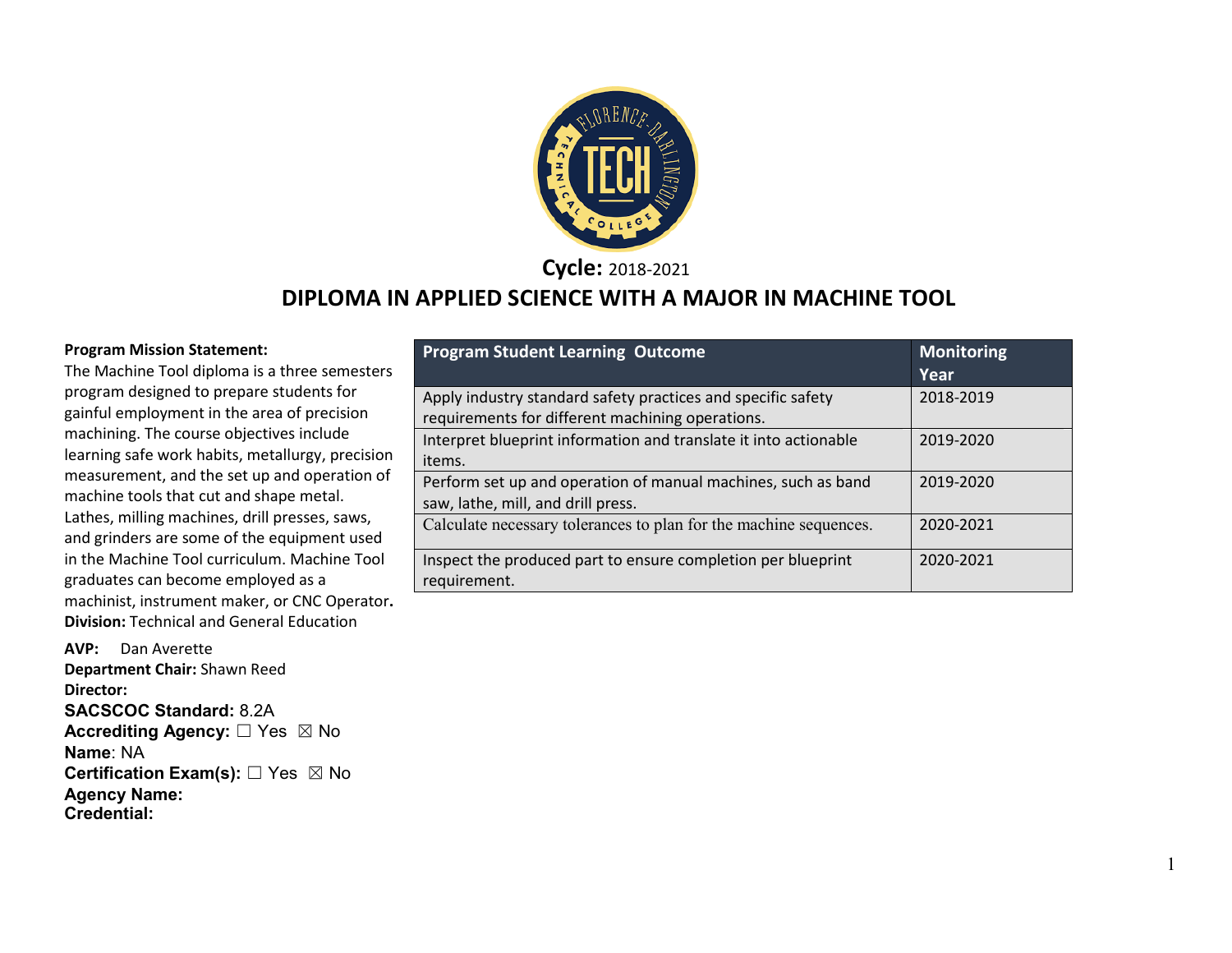**Cycle:** 2018-2021

# DIPLOMA IN APPLIED SCIENCE WITH A MAJOR IN MACHINE TOOL

**Program Mission Statement:**
The Machine Tool diploma is a three semesters program designed to prepare students for gainful employment in the area of precision machining. The course objectives include learning safe work habits, metallurgy, precision measurement, and the set up and operation of machine tools that cut and shape metal. Lathes, milling machines, drill presses, saws, and grinders are some of the equipment used in the Machine Tool curriculum. Machine Tool graduates can become employed as a machinist, instrument maker, or CNC Operator**.**

**Division:** Technical and General Education

**AVP:** Dan Averette
**Department Chair:** Shawn Reed
**Director:**
**SACSCOC Standard:** 8.2A
**Accrediting Agency:** ☐ Yes ☒ No
**Name**: NA
**Certification Exam(s):** ☐ Yes ☒ No
**Agency Name:**
**Credential:**

| Program Student Learning Outcome | Monitoring Year |
|---|---|
| Apply industry standard safety practices and specific safety requirements for different machining operations. | 2018-2019 |
| Interpret blueprint information and translate it into actionable items. | 2019-2020 |
| Perform set up and operation of manual machines, such as band saw, lathe, mill, and drill press. | 2019-2020 |
| Calculate necessary tolerances to plan for the machine sequences. | 2020-2021 |
| Inspect the produced part to ensure completion per blueprint requirement. | 2020-2021 |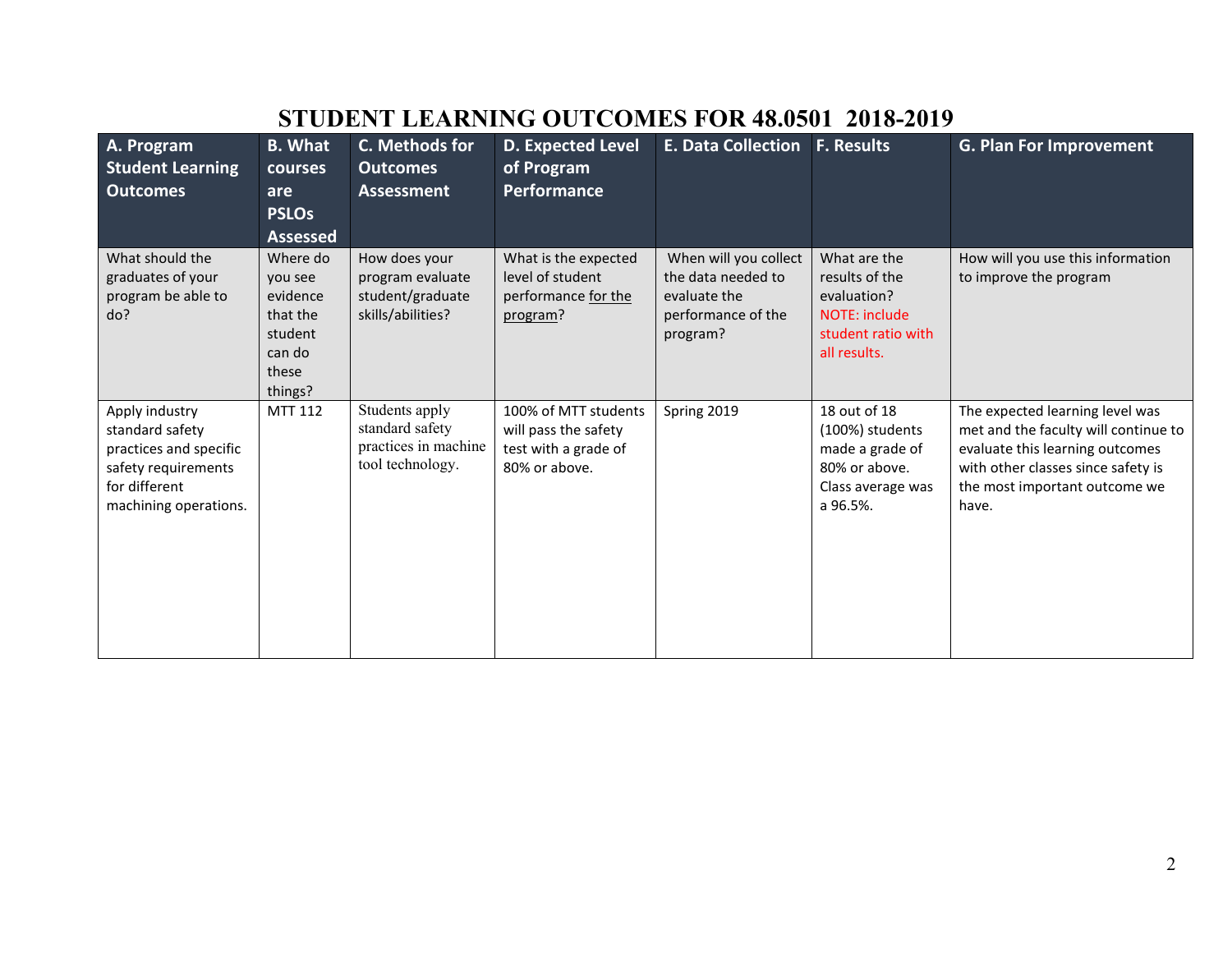# STUDENT LEARNING OUTCOMES FOR 48.0501 2018-2019

| A. Program Student Learning Outcomes | B. What courses are PSLOs Assessed | C. Methods for Outcomes Assessment | D. Expected Level of Program Performance | E. Data Collection | F. Results | G. Plan For Improvement |
|---|---|---|---|---|---|---|
| What should the graduates of your program be able to do? | Where do you see evidence that the student can do these things? | How does your program evaluate student/graduate skills/abilities? | What is the expected level of student performance for the program? | When will you collect the data needed to evaluate the performance of the program? | What are the results of the evaluation? NOTE: include student ratio with all results. | How will you use this information to improve the program |
| Apply industry standard safety practices and specific safety requirements for different machining operations. | MTT 112 | Students apply standard safety practices in machine tool technology. | 100% of MTT students will pass the safety test with a grade of 80% or above. | Spring 2019 | 18 out of 18 (100%) students made a grade of 80% or above. Class average was a 96.5%. | The expected learning level was met and the faculty will continue to evaluate this learning outcomes with other classes since safety is the most important outcome we have. |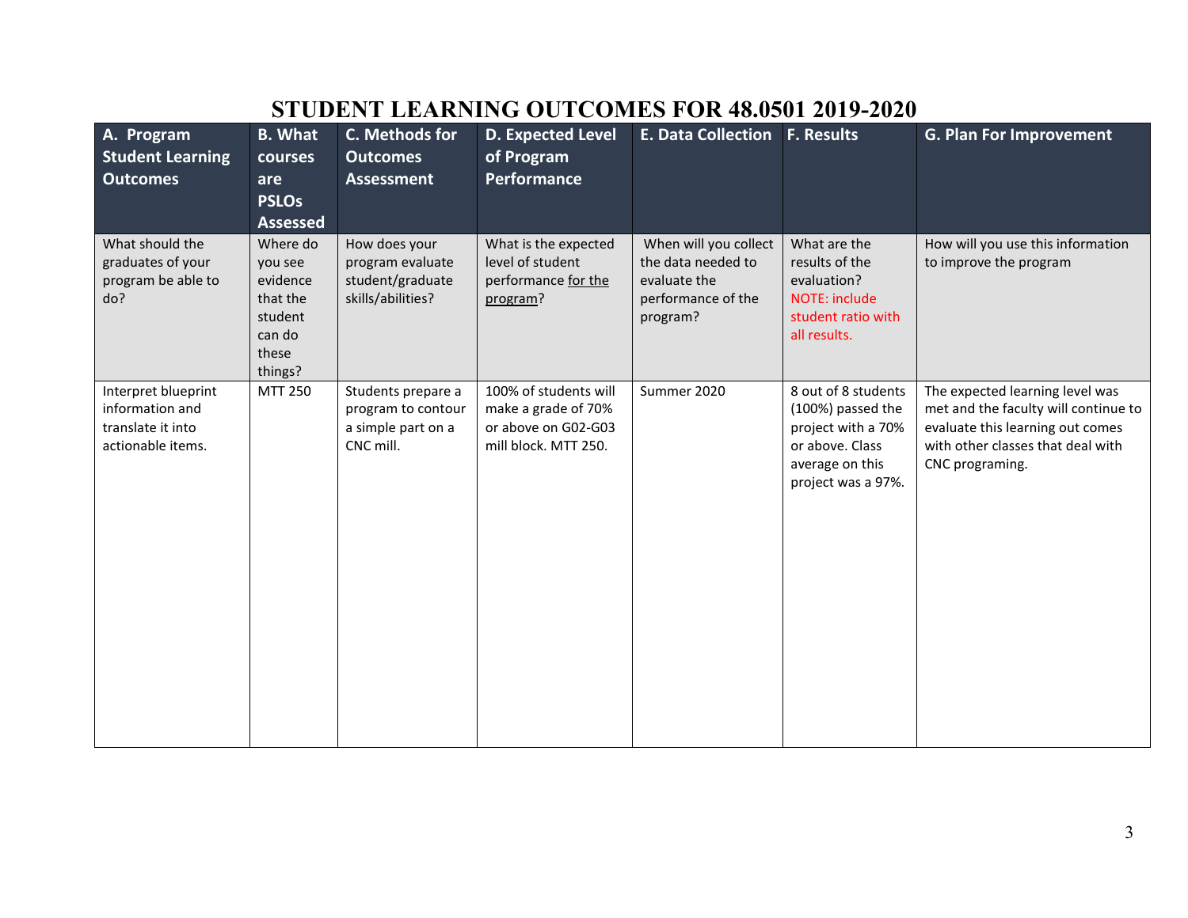# STUDENT LEARNING OUTCOMES FOR 48.0501 2019-2020

| A. Program Student Learning Outcomes | B. What courses are PSLOs Assessed | C. Methods for Outcomes Assessment | D. Expected Level of Program Performance | E. Data Collection | F. Results | G. Plan For Improvement |
|---|---|---|---|---|---|---|
| What should the graduates of your program be able to do? | Where do you see evidence that the student can do these things? | How does your program evaluate student/graduate skills/abilities? | What is the expected level of student performance for the program? | When will you collect the data needed to evaluate the performance of the program? | What are the results of the evaluation? NOTE: include student ratio with all results. | How will you use this information to improve the program |
| Interpret blueprint information and translate it into actionable items. | MTT 250 | Students prepare a program to contour a simple part on a CNC mill. | 100% of students will make a grade of 70% or above on G02-G03 mill block. MTT 250. | Summer 2020 | 8 out of 8 students (100%) passed the project with a 70% or above. Class average on this project was a 97%. | The expected learning level was met and the faculty will continue to evaluate this learning out comes with other classes that deal with CNC programing. |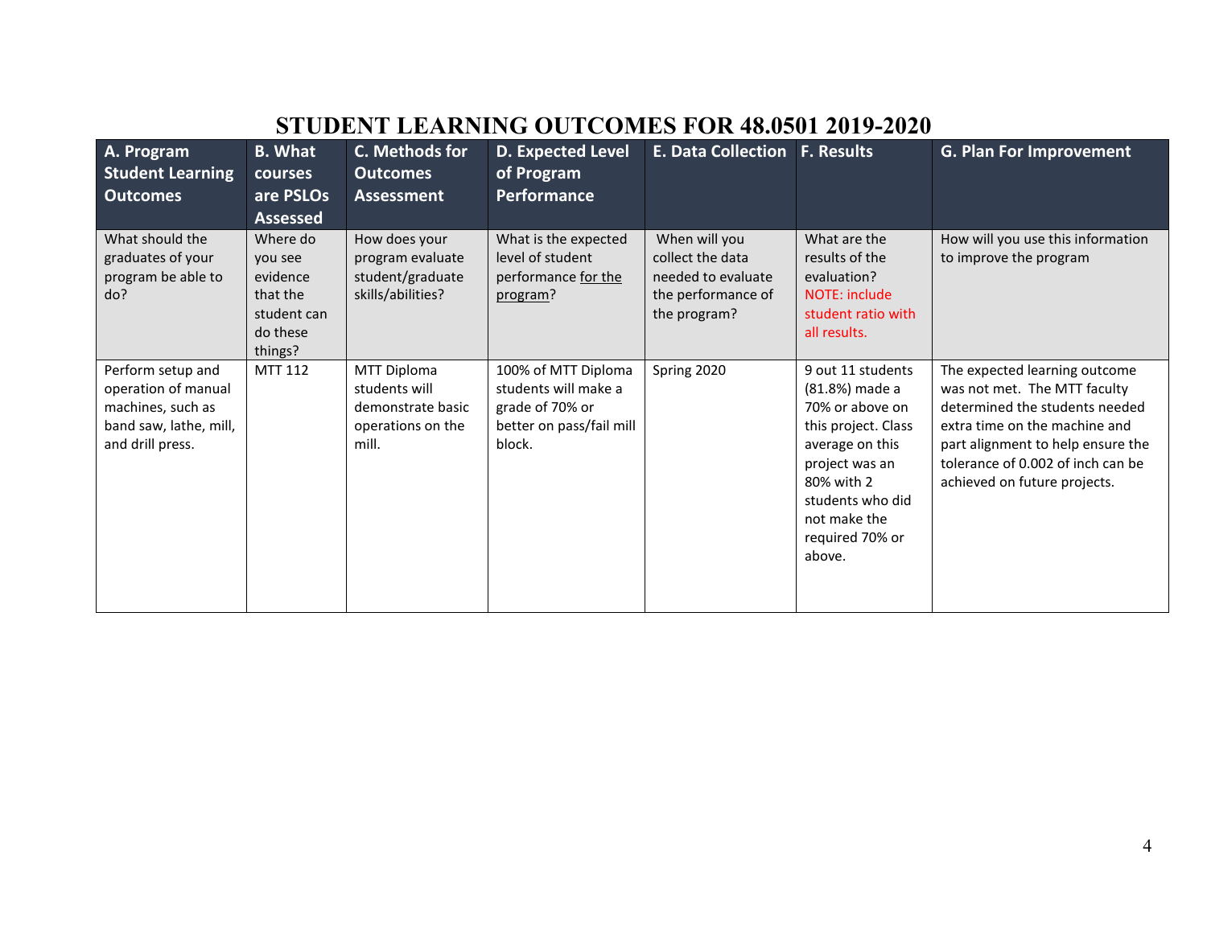# STUDENT LEARNING OUTCOMES FOR 48.0501 2019-2020

| A. Program Student Learning Outcomes | B. What courses are PSLOs Assessed | C. Methods for Outcomes Assessment | D. Expected Level of Program Performance | E. Data Collection | F. Results | G. Plan For Improvement |
|---|---|---|---|---|---|---|
| What should the graduates of your program be able to do? | Where do you see evidence that the student can do these things? | How does your program evaluate student/graduate skills/abilities? | What is the expected level of student performance for the program? | When will you collect the data needed to evaluate the performance of the program? | What are the results of the evaluation? NOTE: include student ratio with all results. | How will you use this information to improve the program |
| Perform setup and operation of manual machines, such as band saw, lathe, mill, and drill press. | MTT 112 | MTT Diploma students will demonstrate basic operations on the mill. | 100% of MTT Diploma students will make a grade of 70% or better on pass/fail mill block. | Spring 2020 | 9 out 11 students (81.8%) made a 70% or above on this project. Class average on this project was an 80% with 2 students who did not make the required 70% or above. | The expected learning outcome was not met. The MTT faculty determined the students needed extra time on the machine and part alignment to help ensure the tolerance of 0.002 of inch can be achieved on future projects. |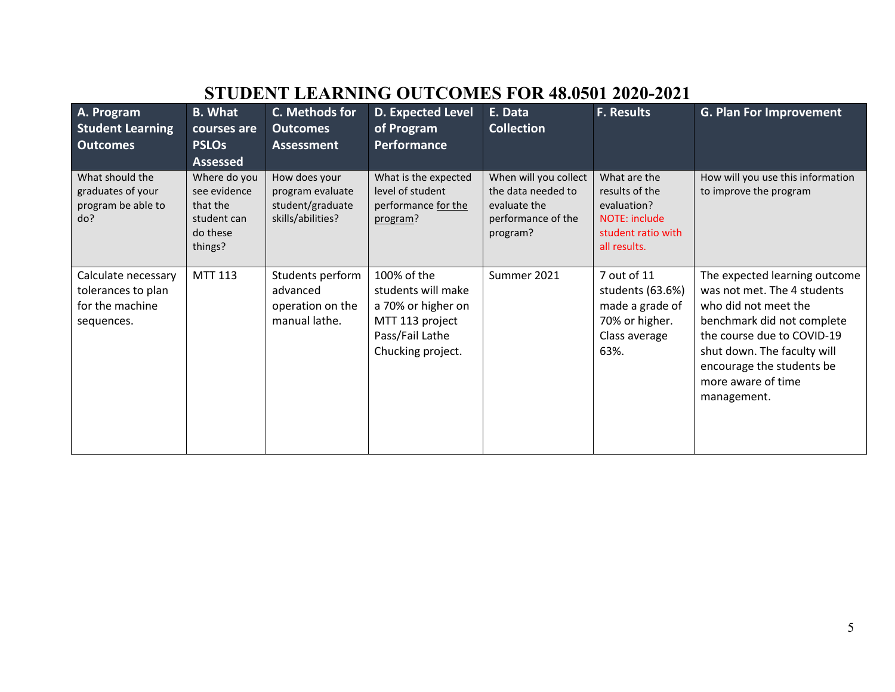# STUDENT LEARNING OUTCOMES FOR 48.0501 2020-2021

| A. Program Student Learning Outcomes | B. What courses are PSLOs Assessed | C. Methods for Outcomes Assessment | D. Expected Level of Program Performance | E. Data Collection | F. Results | G. Plan For Improvement |
|---|---|---|---|---|---|---|
| What should the graduates of your program be able to do? | Where do you see evidence that the student can do these things? | How does your program evaluate student/graduate skills/abilities? | What is the expected level of student performance for the program? | When will you collect the data needed to evaluate the performance of the program? | What are the results of the evaluation? NOTE: include student ratio with all results. | How will you use this information to improve the program |
| Calculate necessary tolerances to plan for the machine sequences. | MTT 113 | Students perform advanced operation on the manual lathe. | 100% of the students will make a 70% or higher on MTT 113 project Pass/Fail Lathe Chucking project. | Summer 2021 | 7 out of 11 students (63.6%) made a grade of 70% or higher. Class average 63%. | The expected learning outcome was not met. The 4 students who did not meet the benchmark did not complete the course due to COVID-19 shut down. The faculty will encourage the students be more aware of time management. |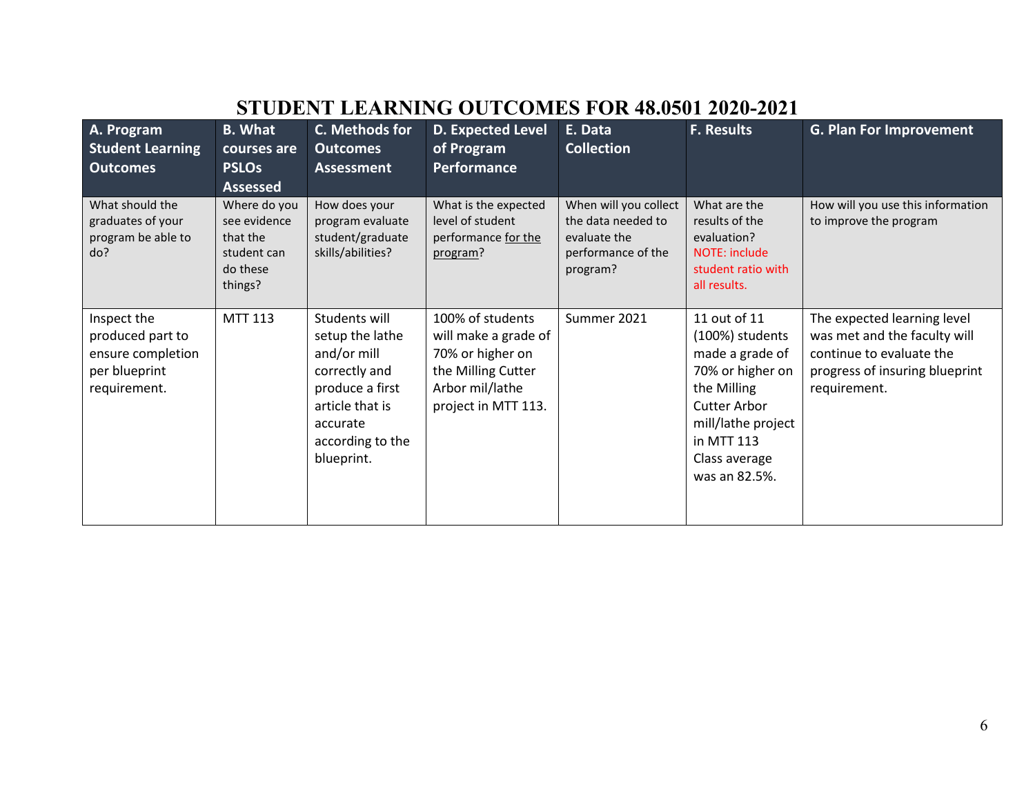# STUDENT LEARNING OUTCOMES FOR 48.0501 2020-2021

| A. Program Student Learning Outcomes | B. What courses are PSLOs Assessed | C. Methods for Outcomes Assessment | D. Expected Level of Program Performance | E. Data Collection | F. Results | G. Plan For Improvement |
|---|---|---|---|---|---|---|
| What should the graduates of your program be able to do? | Where do you see evidence that the student can do these things? | How does your program evaluate student/graduate skills/abilities? | What is the expected level of student performance for the program? | When will you collect the data needed to evaluate the performance of the program? | What are the results of the evaluation? NOTE: include student ratio with all results. | How will you use this information to improve the program |
| Inspect the produced part to ensure completion per blueprint requirement. | MTT 113 | Students will setup the lathe and/or mill correctly and produce a first article that is accurate according to the blueprint. | 100% of students will make a grade of 70% or higher on the Milling Cutter Arbor mil/lathe project in MTT 113. | Summer 2021 | 11 out of 11 (100%) students made a grade of 70% or higher on the Milling Cutter Arbor mill/lathe project in MTT 113 Class average was an 82.5%. | The expected learning level was met and the faculty will continue to evaluate the progress of insuring blueprint requirement. |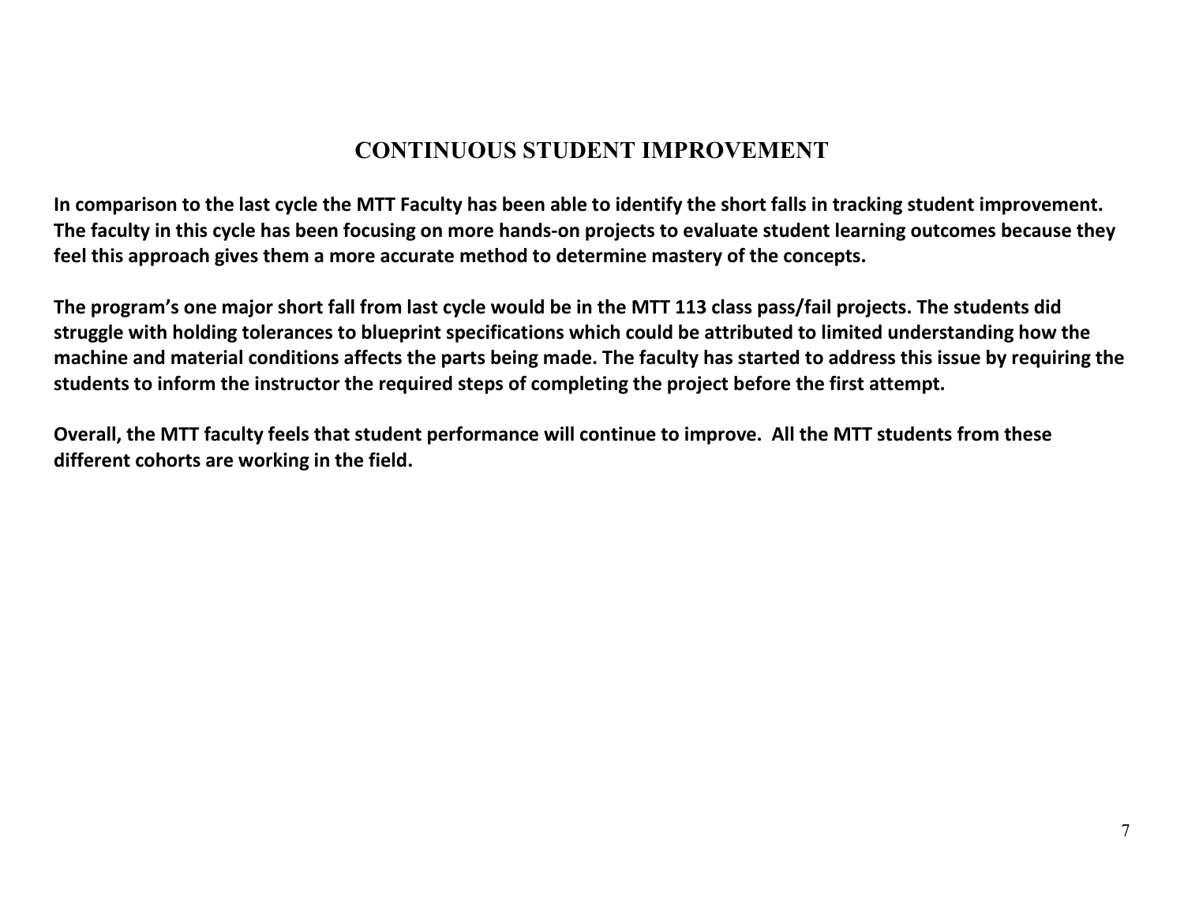# CONTINUOUS STUDENT IMPROVEMENT

**In comparison to the last cycle the MTT Faculty has been able to identify the short falls in tracking student improvement. The faculty in this cycle has been focusing on more hands-on projects to evaluate student learning outcomes because they feel this approach gives them a more accurate method to determine mastery of the concepts.**

**The program's one major short fall from last cycle would be in the MTT 113 class pass/fail projects. The students did struggle with holding tolerances to blueprint specifications which could be attributed to limited understanding how the machine and material conditions affects the parts being made. The faculty has started to address this issue by requiring the students to inform the instructor the required steps of completing the project before the first attempt.**

**Overall, the MTT faculty feels that student performance will continue to improve. All the MTT students from these different cohorts are working in the field.**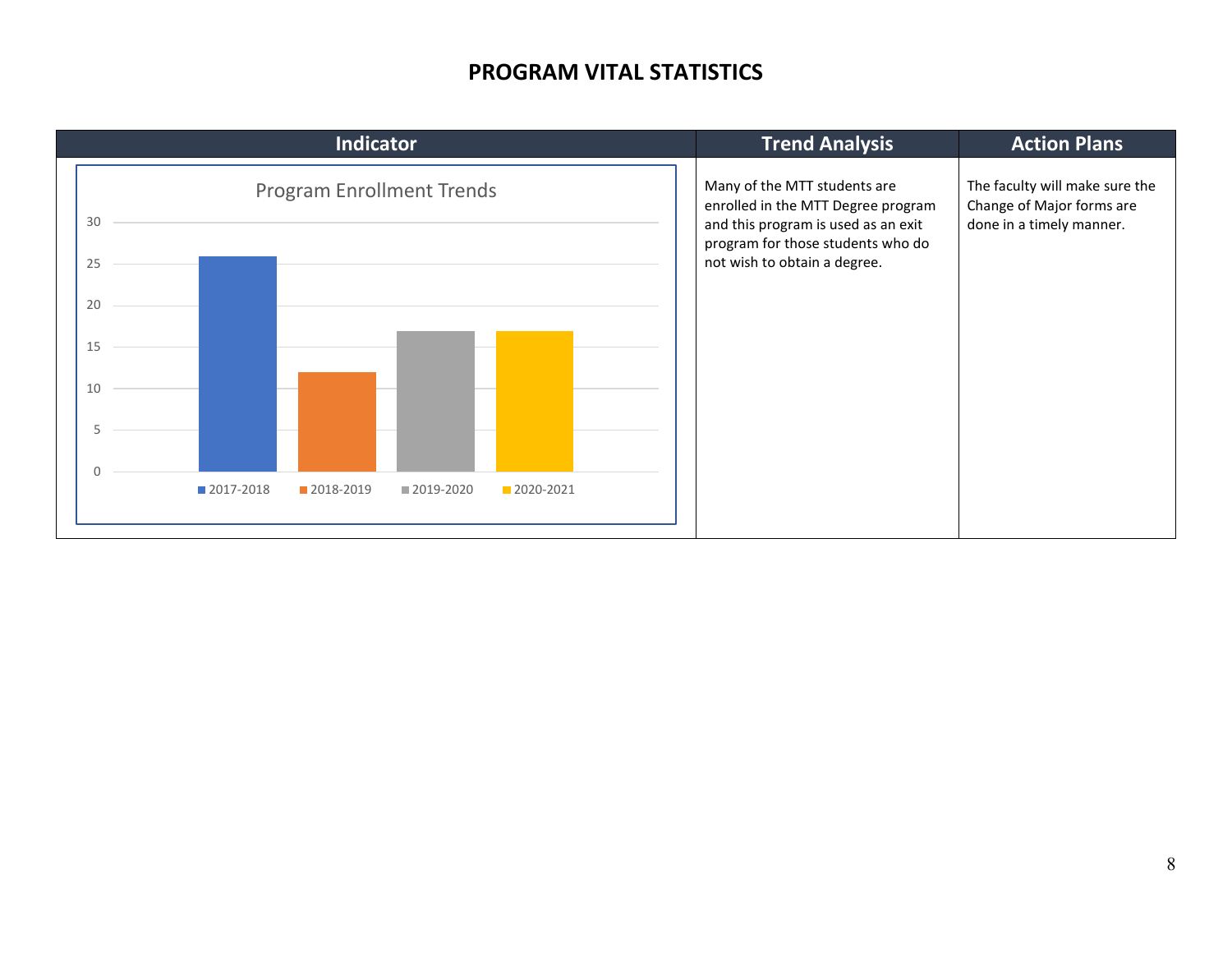# PROGRAM VITAL STATISTICS

| Indicator | Trend Analysis | Action Plans |
|---|---|---|
| Program Enrollment Trends: 2017-2018: 26; 2018-2019: 12; 2019-2020: 17; 2020-2021: 17 | Many of the MTT students are enrolled in the MTT Degree program and this program is used as an exit program for those students who do not wish to obtain a degree. | The faculty will make sure the Change of Major forms are done in a timely manner. |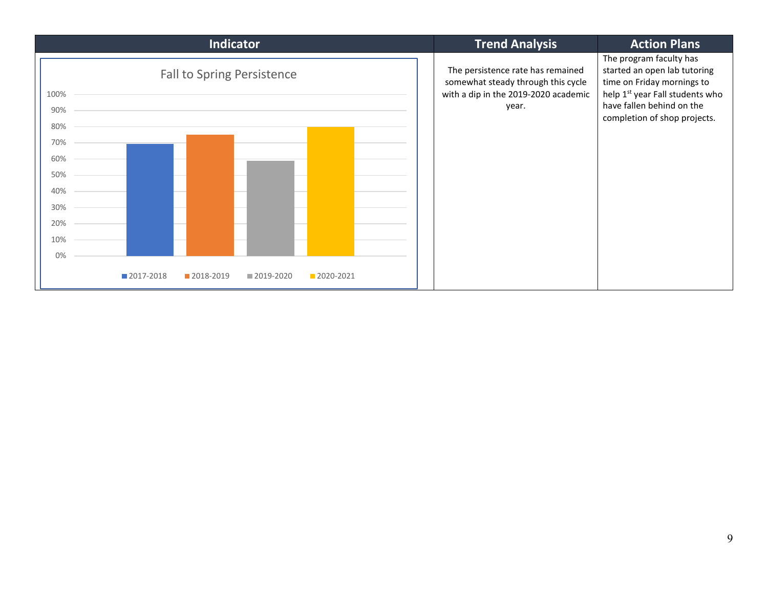| Indicator | Trend Analysis | Action Plans |
|---|---|---|
| Fall to Spring Persistence<br><br>2017-2018: ~69%<br>2018-2019: ~75%<br>2019-2020: ~59%<br>2020-2021: ~80% | The persistence rate has remained somewhat steady through this cycle with a dip in the 2019-2020 academic year. | The program faculty has started an open lab tutoring time on Friday mornings to help 1st year Fall students who have fallen behind on the completion of shop projects. |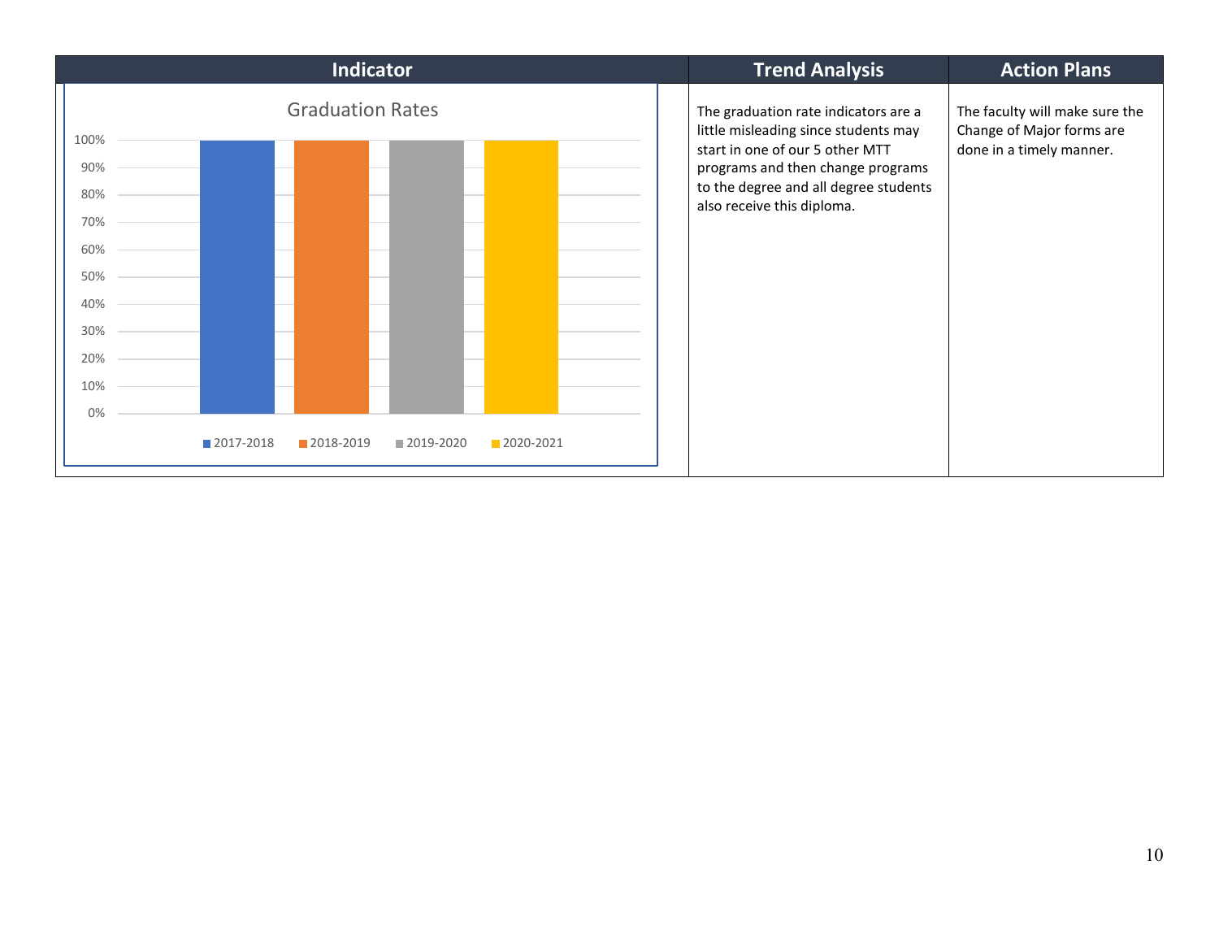| Indicator | Trend Analysis | Action Plans |
|---|---|---|
| **Graduation Rates**<br>100%: 2017-2018, 2018-2019, 2019-2020, 2020-2021 | The graduation rate indicators are a little misleading since students may start in one of our 5 other MTT programs and then change programs to the degree and all degree students also receive this diploma. | The faculty will make sure the Change of Major forms are done in a timely manner. |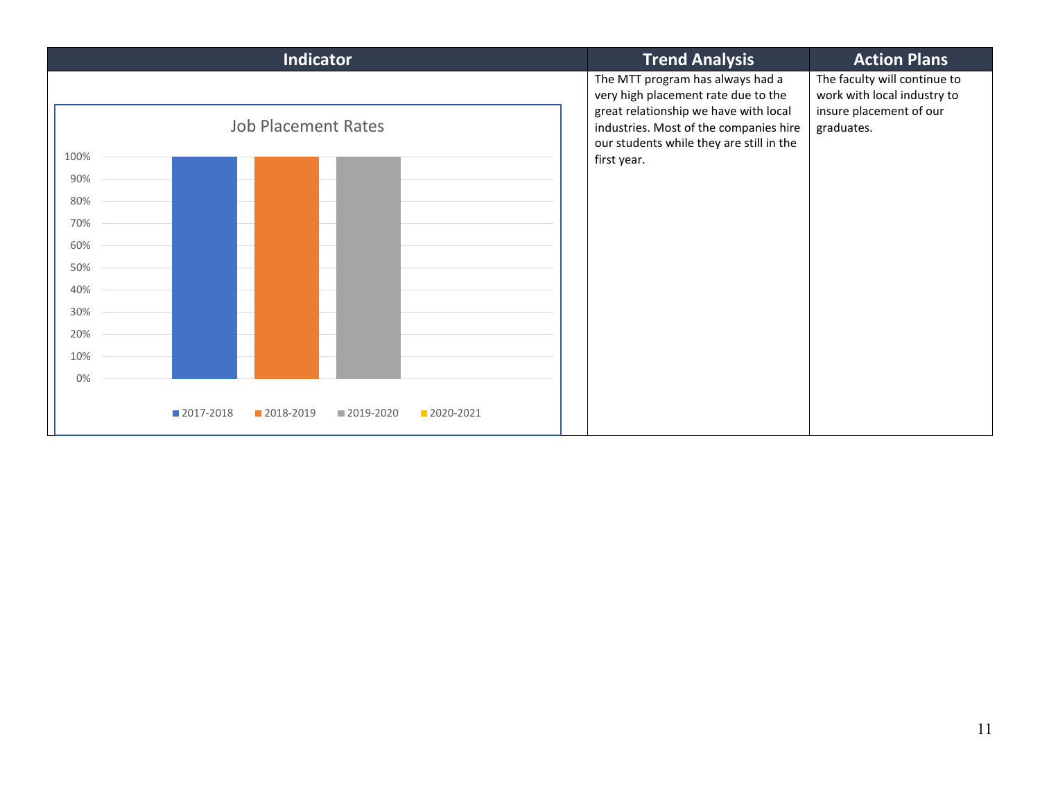| Indicator | Trend Analysis | Action Plans |
| --- | --- | --- |
| Job Placement Rates<br>100%<br>90%<br>80%<br>70%<br>60%<br>50%<br>40%<br>30%<br>20%<br>10%<br>0%<br>2017-2018 2018-2019 2019-2020 2020-2021 | The MTT program has always had a very high placement rate due to the great relationship we have with local industries. Most of the companies hire our students while they are still in the first year. | The faculty will continue to work with local industry to insure placement of our graduates. |